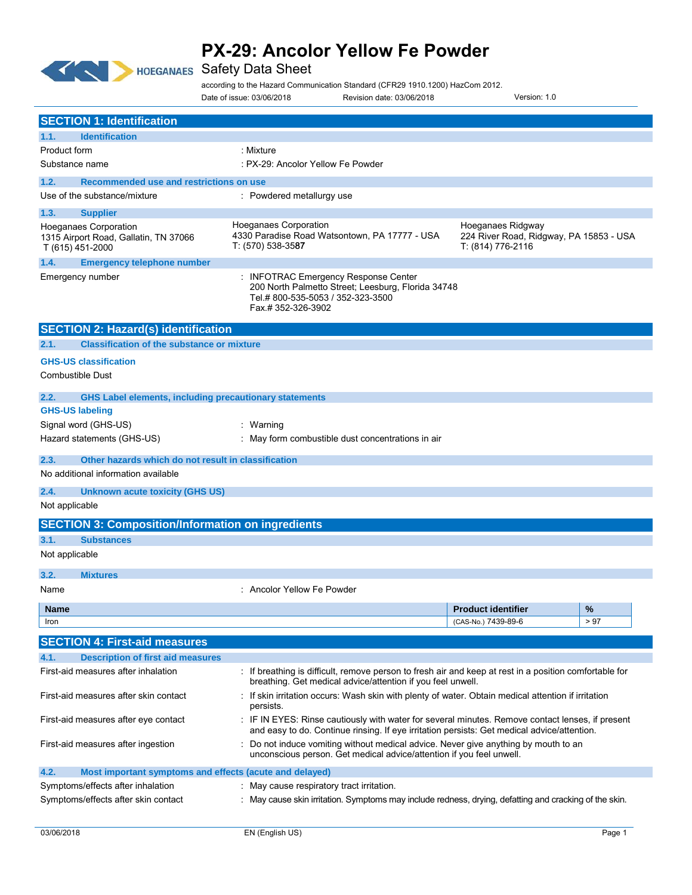# PX-29: Ancolor Yellow Fe Powder

## Safety Data Sheet

according to the Hazard Communication Standard (CFR29 1910.1200) HazCom 2012.

Date of issue: 03/06/2018 Revision date: 03/06/2018 Version: 1.0

## SECTION 1: Identification

### 1.1. Identification

Product form : Mixture

Substance name : PX-29: Ancolor Yellow Fe Powder

### 1.2. Recommended use and restrictions on use

Use of the substance/mixture : Powdered metallurgy use

### 1.3. Supplier

Hoeganaes Corporation
1315 Airport Road, Gallatin, TN 37066
T (615) 451-2000

Hoeganaes Corporation
4330 Paradise Road Watsontown, PA 17777 - USA
T: (570) 538-3587

Hoeganaes Ridgway
224 River Road, Ridgway, PA 15853 - USA
T: (814) 776-2116

### 1.4. Emergency telephone number

Emergency number : INFOTRAC Emergency Response Center
200 North Palmetto Street; Leesburg, Florida 34748
Tel.# 800-535-5053 / 352-323-3500
Fax.# 352-326-3902

## SECTION 2: Hazard(s) identification

### 2.1. Classification of the substance or mixture

**GHS-US classification**

Combustible Dust

### 2.2. GHS Label elements, including precautionary statements

**GHS-US labeling**

Signal word (GHS-US) : Warning

Hazard statements (GHS-US) : May form combustible dust concentrations in air

### 2.3. Other hazards which do not result in classification

No additional information available

### 2.4. Unknown acute toxicity (GHS US)

Not applicable

## SECTION 3: Composition/Information on ingredients

### 3.1. Substances

Not applicable

### 3.2. Mixtures

Name : Ancolor Yellow Fe Powder

| Name | Product identifier | % |
|---|---|---|
| Iron | (CAS-No.) 7439-89-6 | > 97 |

## SECTION 4: First-aid measures

### 4.1. Description of first aid measures

First-aid measures after inhalation : If breathing is difficult, remove person to fresh air and keep at rest in a position comfortable for breathing. Get medical advice/attention if you feel unwell.

First-aid measures after skin contact : If skin irritation occurs: Wash skin with plenty of water. Obtain medical attention if irritation persists.

First-aid measures after eye contact : IF IN EYES: Rinse cautiously with water for several minutes. Remove contact lenses, if present and easy to do. Continue rinsing. If eye irritation persists: Get medical advice/attention.

First-aid measures after ingestion : Do not induce vomiting without medical advice. Never give anything by mouth to an unconscious person. Get medical advice/attention if you feel unwell.

### 4.2. Most important symptoms and effects (acute and delayed)

Symptoms/effects after inhalation : May cause respiratory tract irritation.

Symptoms/effects after skin contact : May cause skin irritation. Symptoms may include redness, drying, defatting and cracking of the skin.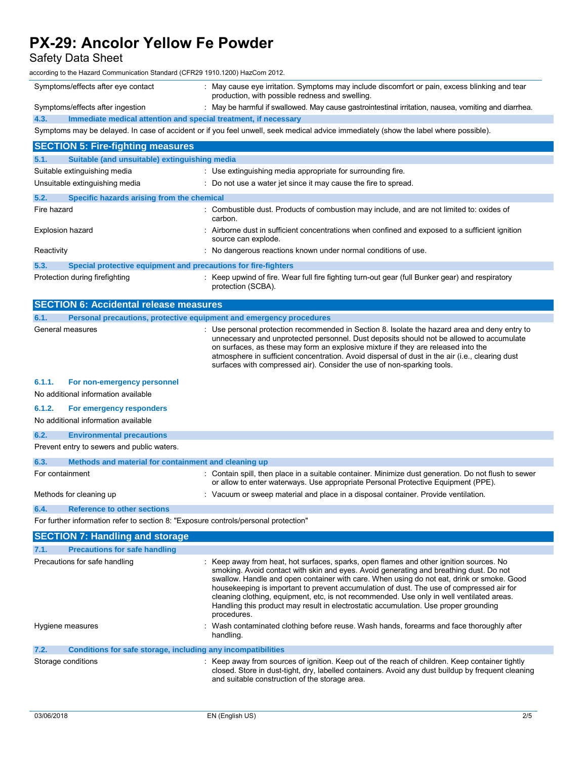| | |
|---|---|
| Symptoms/effects after eye contact | : May cause eye irritation. Symptoms may include discomfort or pain, excess blinking and tear production, with possible redness and swelling. |
| Symptoms/effects after ingestion | : May be harmful if swallowed. May cause gastrointestinal irritation, nausea, vomiting and diarrhea. |

### 4.3. Immediate medical attention and special treatment, if necessary

Symptoms may be delayed. In case of accident or if you feel unwell, seek medical advice immediately (show the label where possible).

## SECTION 5: Fire-fighting measures

### 5.1. Suitable (and unsuitable) extinguishing media

| | |
|---|---|
| Suitable extinguishing media | : Use extinguishing media appropriate for surrounding fire. |
| Unsuitable extinguishing media | : Do not use a water jet since it may cause the fire to spread. |

### 5.2. Specific hazards arising from the chemical

| | |
|---|---|
| Fire hazard | : Combustible dust. Products of combustion may include, and are not limited to: oxides of carbon. |
| Explosion hazard | : Airborne dust in sufficient concentrations when confined and exposed to a sufficient ignition source can explode. |
| Reactivity | : No dangerous reactions known under normal conditions of use. |

### 5.3. Special protective equipment and precautions for fire-fighters

| | |
|---|---|
| Protection during firefighting | : Keep upwind of fire. Wear full fire fighting turn-out gear (full Bunker gear) and respiratory protection (SCBA). |

## SECTION 6: Accidental release measures

### 6.1. Personal precautions, protective equipment and emergency procedures

| | |
|---|---|
| General measures | : Use personal protection recommended in Section 8. Isolate the hazard area and deny entry to unnecessary and unprotected personnel. Dust deposits should not be allowed to accumulate on surfaces, as these may form an explosive mixture if they are released into the atmosphere in sufficient concentration. Avoid dispersal of dust in the air (i.e., clearing dust surfaces with compressed air). Consider the use of non-sparking tools. |

#### 6.1.1. For non-emergency personnel

No additional information available

#### 6.1.2. For emergency responders

No additional information available

### 6.2. Environmental precautions

Prevent entry to sewers and public waters.

### 6.3. Methods and material for containment and cleaning up

| | |
|---|---|
| For containment | : Contain spill, then place in a suitable container. Minimize dust generation. Do not flush to sewer or allow to enter waterways. Use appropriate Personal Protective Equipment (PPE). |
| Methods for cleaning up | : Vacuum or sweep material and place in a disposal container. Provide ventilation. |

### 6.4. Reference to other sections

For further information refer to section 8: "Exposure controls/personal protection"

## SECTION 7: Handling and storage

### 7.1. Precautions for safe handling

| | |
|---|---|
| Precautions for safe handling | : Keep away from heat, hot surfaces, sparks, open flames and other ignition sources. No smoking. Avoid contact with skin and eyes. Avoid generating and breathing dust. Do not swallow. Handle and open container with care. When using do not eat, drink or smoke. Good housekeeping is important to prevent accumulation of dust. The use of compressed air for cleaning clothing, equipment, etc, is not recommended. Use only in well ventilated areas. Handling this product may result in electrostatic accumulation. Use proper grounding procedures. |
| Hygiene measures | : Wash contaminated clothing before reuse. Wash hands, forearms and face thoroughly after handling. |

### 7.2. Conditions for safe storage, including any incompatibilities

| | |
|---|---|
| Storage conditions | : Keep away from sources of ignition. Keep out of the reach of children. Keep container tightly closed. Store in dust-tight, dry, labelled containers. Avoid any dust buildup by frequent cleaning and suitable construction of the storage area. |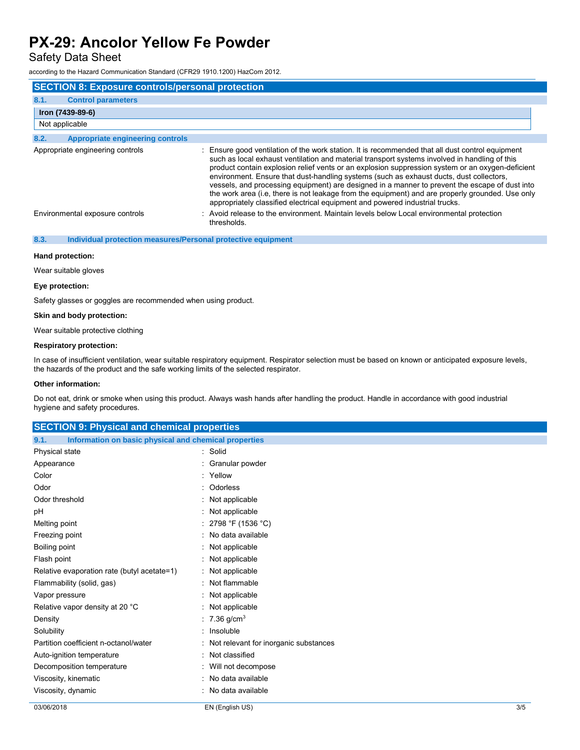## SECTION 8: Exposure controls/personal protection

### 8.1. Control parameters

| Iron (7439-89-6) |
|---|
| Not applicable |

### 8.2. Appropriate engineering controls

| | |
|---|---|
| Appropriate engineering controls | : Ensure good ventilation of the work station. It is recommended that all dust control equipment such as local exhaust ventilation and material transport systems involved in handling of this product contain explosion relief vents or an explosion suppression system or an oxygen-deficient environment. Ensure that dust-handling systems (such as exhaust ducts, dust collectors, vessels, and processing equipment) are designed in a manner to prevent the escape of dust into the work area (i.e, there is not leakage from the equipment) and are properly grounded. Use only appropriately classified electrical equipment and powered industrial trucks. |
| Environmental exposure controls | : Avoid release to the environment. Maintain levels below Local environmental protection thresholds. |

### 8.3. Individual protection measures/Personal protective equipment

**Hand protection:**

Wear suitable gloves

**Eye protection:**

Safety glasses or goggles are recommended when using product.

**Skin and body protection:**

Wear suitable protective clothing

**Respiratory protection:**

In case of insufficient ventilation, wear suitable respiratory equipment. Respirator selection must be based on known or anticipated exposure levels, the hazards of the product and the safe working limits of the selected respirator.

**Other information:**

Do not eat, drink or smoke when using this product. Always wash hands after handling the product. Handle in accordance with good industrial hygiene and safety procedures.

## SECTION 9: Physical and chemical properties

### 9.1. Information on basic physical and chemical properties

| | |
|---|---|
| Physical state | : Solid |
| Appearance | : Granular powder |
| Color | : Yellow |
| Odor | : Odorless |
| Odor threshold | : Not applicable |
| pH | : Not applicable |
| Melting point | : 2798 °F (1536 °C) |
| Freezing point | : No data available |
| Boiling point | : Not applicable |
| Flash point | : Not applicable |
| Relative evaporation rate (butyl acetate=1) | : Not applicable |
| Flammability (solid, gas) | : Not flammable |
| Vapor pressure | : Not applicable |
| Relative vapor density at 20 °C | : Not applicable |
| Density | : 7.36 $g/cm^3$ |
| Solubility | : Insoluble |
| Partition coefficient n-octanol/water | : Not relevant for inorganic substances |
| Auto-ignition temperature | : Not classified |
| Decomposition temperature | : Will not decompose |
| Viscosity, kinematic | : No data available |
| Viscosity, dynamic | : No data available |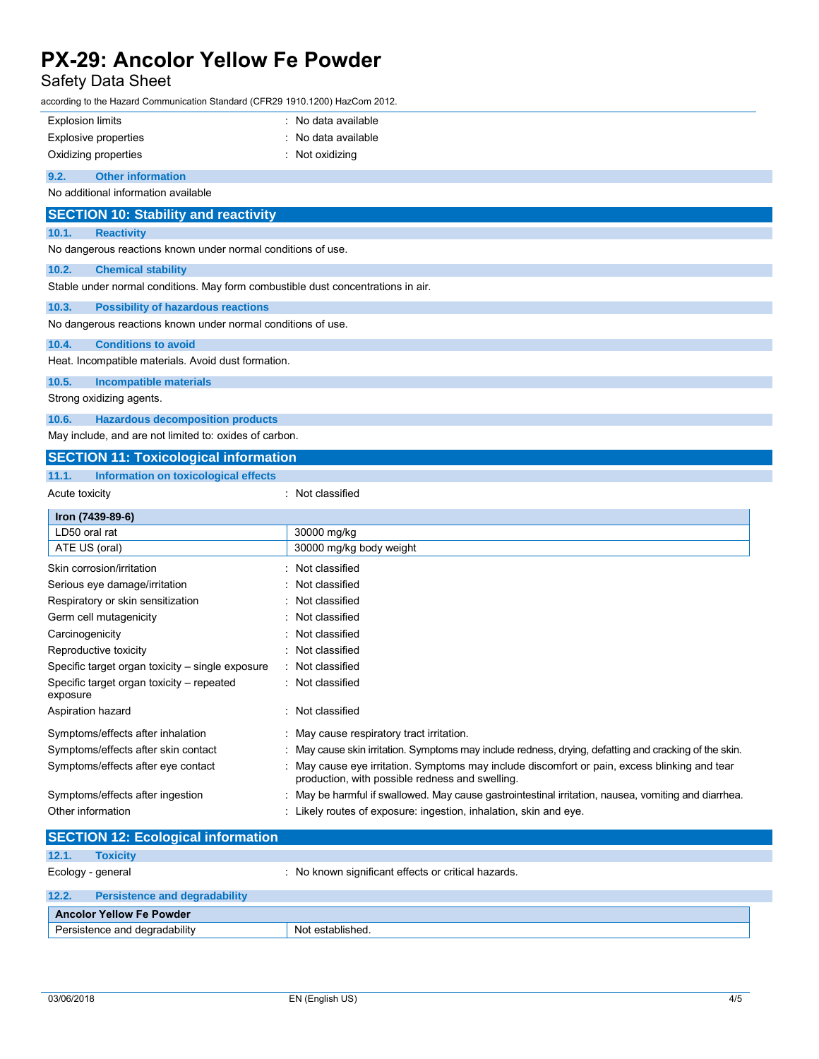| | |
|---|---|
| Explosion limits | : No data available |
| Explosive properties | : No data available |
| Oxidizing properties | : Not oxidizing |

### 9.2. Other information

No additional information available

## SECTION 10: Stability and reactivity

### 10.1. Reactivity

No dangerous reactions known under normal conditions of use.

### 10.2. Chemical stability

Stable under normal conditions. May form combustible dust concentrations in air.

### 10.3. Possibility of hazardous reactions

No dangerous reactions known under normal conditions of use.

### 10.4. Conditions to avoid

Heat. Incompatible materials. Avoid dust formation.

### 10.5. Incompatible materials

Strong oxidizing agents.

### 10.6. Hazardous decomposition products

May include, and are not limited to: oxides of carbon.

## SECTION 11: Toxicological information

### 11.1. Information on toxicological effects

Acute toxicity : Not classified

| Iron (7439-89-6) | |
|---|---|
| LD50 oral rat | 30000 mg/kg |
| ATE US (oral) | 30000 mg/kg body weight |

| | |
|---|---|
| Skin corrosion/irritation | : Not classified |
| Serious eye damage/irritation | : Not classified |
| Respiratory or skin sensitization | : Not classified |
| Germ cell mutagenicity | : Not classified |
| Carcinogenicity | : Not classified |
| Reproductive toxicity | : Not classified |
| Specific target organ toxicity – single exposure | : Not classified |
| Specific target organ toxicity – repeated exposure | : Not classified |
| Aspiration hazard | : Not classified |
| Symptoms/effects after inhalation | : May cause respiratory tract irritation. |
| Symptoms/effects after skin contact | : May cause skin irritation. Symptoms may include redness, drying, defatting and cracking of the skin. |
| Symptoms/effects after eye contact | : May cause eye irritation. Symptoms may include discomfort or pain, excess blinking and tear production, with possible redness and swelling. |
| Symptoms/effects after ingestion | : May be harmful if swallowed. May cause gastrointestinal irritation, nausea, vomiting and diarrhea. |
| Other information | : Likely routes of exposure: ingestion, inhalation, skin and eye. |

## SECTION 12: Ecological information

### 12.1. Toxicity

Ecology - general : No known significant effects or critical hazards.

### 12.2. Persistence and degradability

| Ancolor Yellow Fe Powder | |
|---|---|
| Persistence and degradability | Not established. |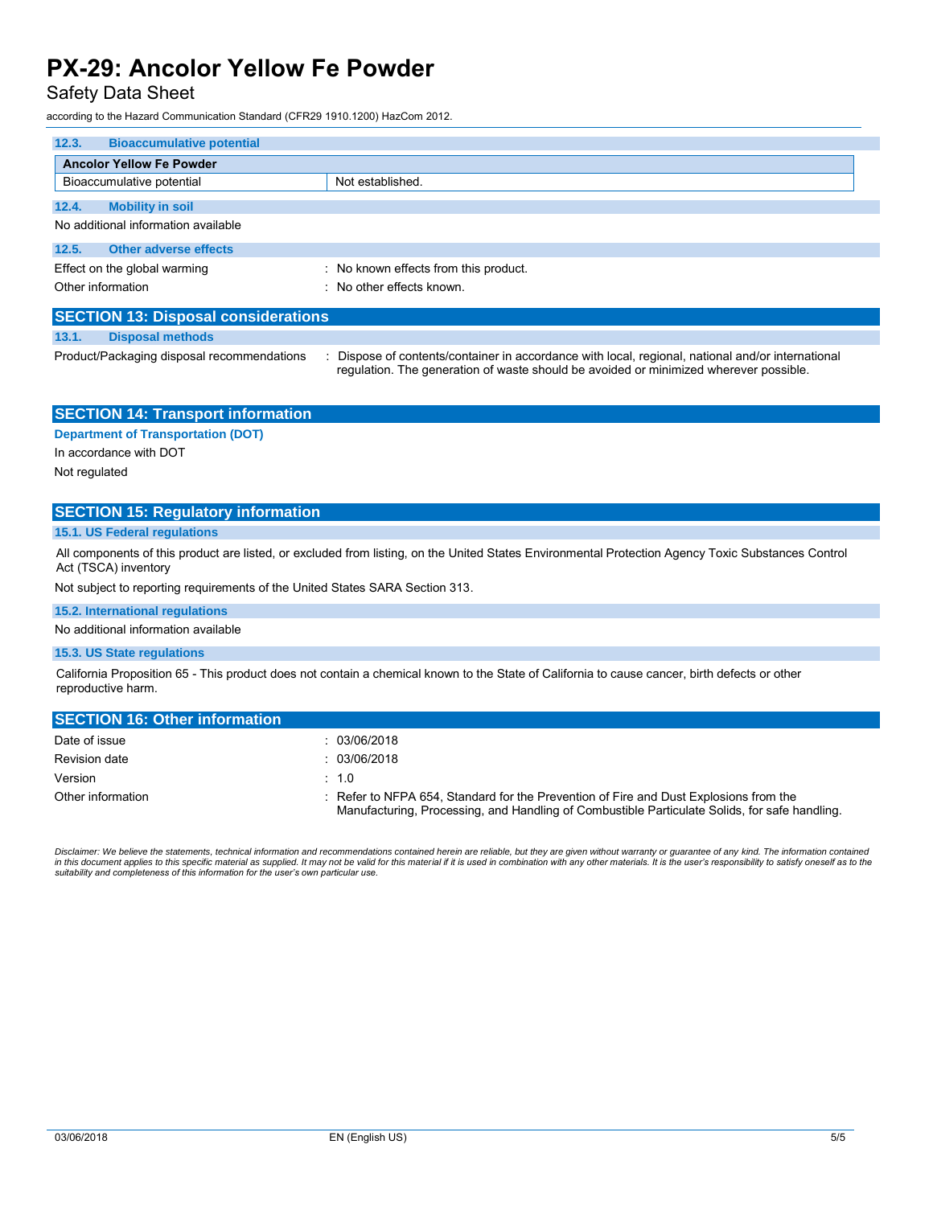### 12.3. Bioaccumulative potential

| Ancolor Yellow Fe Powder | |
|---|---|
| Bioaccumulative potential | Not established. |

### 12.4. Mobility in soil

No additional information available

### 12.5. Other adverse effects

Effect on the global warming : No known effects from this product.

Other information : No other effects known.

## SECTION 13: Disposal considerations

### 13.1. Disposal methods

Product/Packaging disposal recommendations : Dispose of contents/container in accordance with local, regional, national and/or international regulation. The generation of waste should be avoided or minimized wherever possible.

## SECTION 14: Transport information

**Department of Transportation (DOT)**

In accordance with DOT

Not regulated

## SECTION 15: Regulatory information

### 15.1. US Federal regulations

All components of this product are listed, or excluded from listing, on the United States Environmental Protection Agency Toxic Substances Control Act (TSCA) inventory

Not subject to reporting requirements of the United States SARA Section 313.

### 15.2. International regulations

No additional information available

### 15.3. US State regulations

California Proposition 65 - This product does not contain a chemical known to the State of California to cause cancer, birth defects or other reproductive harm.

## SECTION 16: Other information

Date of issue : 03/06/2018

Revision date : 03/06/2018

Version : 1.0

Other information : Refer to NFPA 654, Standard for the Prevention of Fire and Dust Explosions from the Manufacturing, Processing, and Handling of Combustible Particulate Solids, for safe handling.

*Disclaimer: We believe the statements, technical information and recommendations contained herein are reliable, but they are given without warranty or guarantee of any kind. The information contained in this document applies to this specific material as supplied. It may not be valid for this material if it is used in combination with any other materials. It is the user's responsibility to satisfy oneself as to the suitability and completeness of this information for the user's own particular use.*